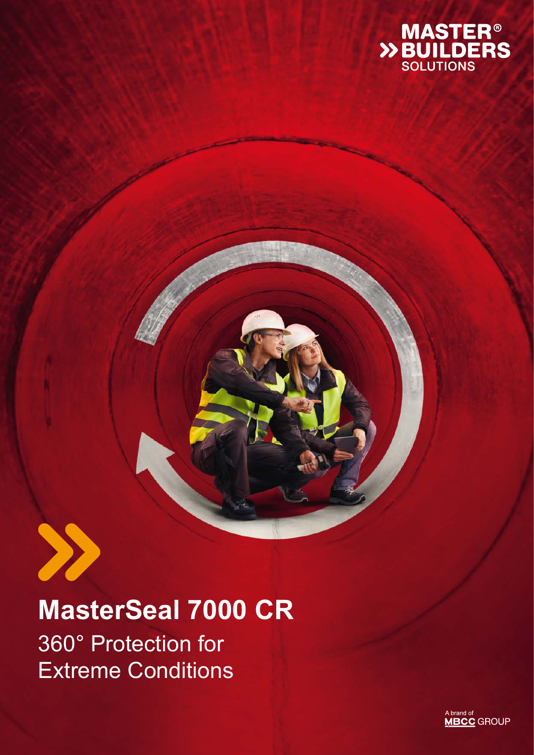MASTER®
BUILDERS
SOLUTIONS

# MasterSeal 7000 CR

## 360° Protection for Extreme Conditions

A brand of MBCC GROUP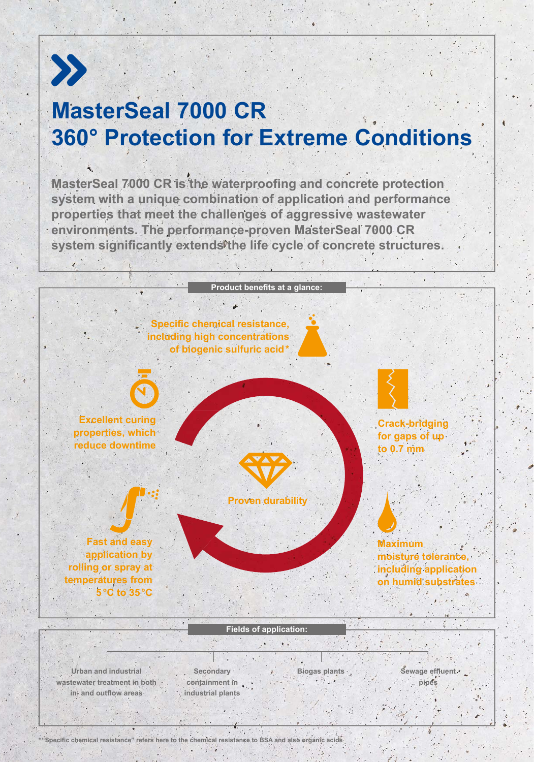# MasterSeal 7000 CR
# 360° Protection for Extreme Conditions

**MasterSeal 7000 CR is the waterproofing and concrete protection system with a unique combination of application and performance properties that meet the challenges of aggressive wastewater environments. The performance-proven MasterSeal 7000 CR system significantly extends the life cycle of concrete structures.**

## Product benefits at a glance:

- Specific chemical resistance, including high concentrations of biogenic sulfuric acid*
- Crack-bridging for gaps of up to 0.7 mm
- Maximum moisture tolerance, including application on humid substrates
- Fast and easy application by rolling or spray at temperatures from 5°C to 35°C
- Excellent curing properties, which reduce downtime
- Proven durability

## Fields of application:

- Urban and industrial wastewater treatment in both in- and outflow areas
- Secondary containment in industrial plants
- Biogas plants
- Sewage effluent pipes

* "Specific chemical resistance" refers here to the chemical resistance to BSA and also organic acids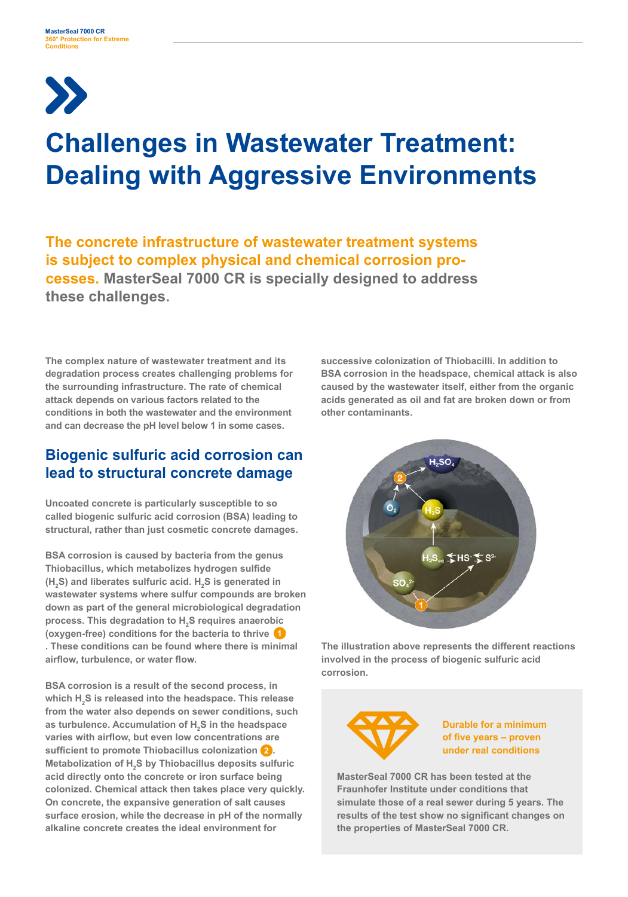# Challenges in Wastewater Treatment: Dealing with Aggressive Environments

**The concrete infrastructure of wastewater treatment systems is subject to complex physical and chemical corrosion processes. MasterSeal 7000 CR is specially designed to address these challenges.**

The complex nature of wastewater treatment and its degradation process creates challenging problems for the surrounding infrastructure. The rate of chemical attack depends on various factors related to the conditions in both the wastewater and the environment and can decrease the pH level below 1 in some cases.

## Biogenic sulfuric acid corrosion can lead to structural concrete damage

Uncoated concrete is particularly susceptible to so called biogenic sulfuric acid corrosion (BSA) leading to structural, rather than just cosmetic concrete damages.

BSA corrosion is caused by bacteria from the genus Thiobacillus, which metabolizes hydrogen sulfide ($H_2S$) and liberates sulfuric acid. $H_2S$ is generated in wastewater systems where sulfur compounds are broken down as part of the general microbiological degradation process. This degradation to $H_2S$ requires anaerobic (oxygen-free) conditions for the bacteria to thrive (1). These conditions can be found where there is minimal airflow, turbulence, or water flow.

BSA corrosion is a result of the second process, in which $H_2S$ is released into the headspace. This release from the water also depends on sewer conditions, such as turbulence. Accumulation of $H_2S$ in the headspace varies with airflow, but even low concentrations are sufficient to promote Thiobacillus colonization (2). Metabolization of $H_2S$ by Thiobacillus deposits sulfuric acid directly onto the concrete or iron surface being colonized. Chemical attack then takes place very quickly. On concrete, the expansive generation of salt causes surface erosion, while the decrease in pH of the normally alkaline concrete creates the ideal environment for successive colonization of Thiobacilli. In addition to BSA corrosion in the headspace, chemical attack is also caused by the wastewater itself, either from the organic acids generated as oil and fat are broken down or from other contaminants.

$H_2SO_4$, 2, $O_2$, $H_2S$, $H_2S_{aq}$ ⇄ $HS^-$ ⇄ $S^{2-}$, $SO_4^{2-}$, 1

The illustration above represents the different reactions involved in the process of biogenic sulfuric acid corrosion.

**Durable for a minimum of five years – proven under real conditions**

MasterSeal 7000 CR has been tested at the Fraunhofer Institute under conditions that simulate those of a real sewer during 5 years. The results of the test show no significant changes on the properties of MasterSeal 7000 CR.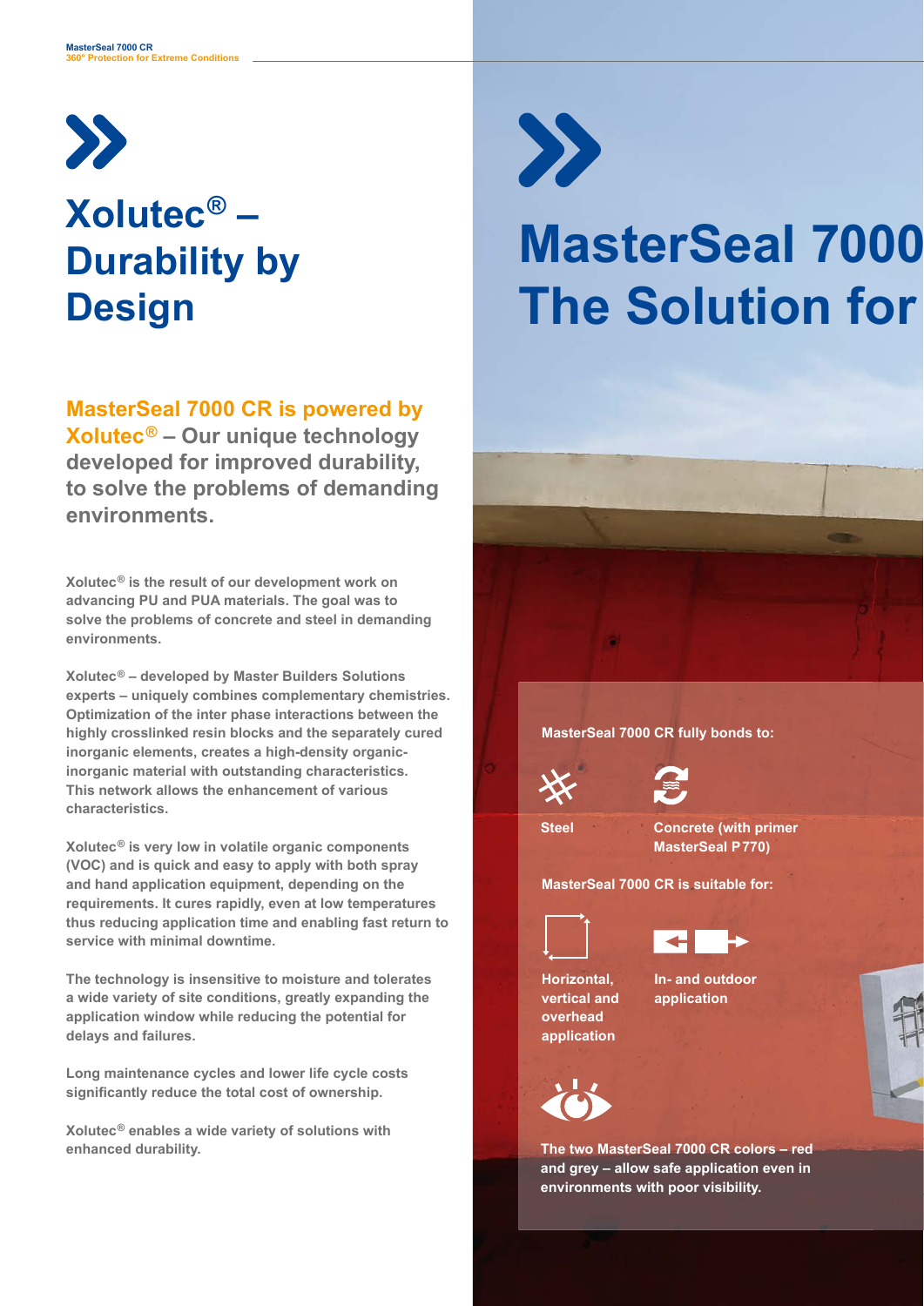# Xolutec® – Durability by Design

**MasterSeal 7000 CR is powered by Xolutec® – Our unique technology developed for improved durability, to solve the problems of demanding environments.**

Xolutec® is the result of our development work on advancing PU and PUA materials. The goal was to solve the problems of concrete and steel in demanding environments.

Xolutec® – developed by Master Builders Solutions experts – uniquely combines complementary chemistries. Optimization of the inter phase interactions between the highly crosslinked resin blocks and the separately cured inorganic elements, creates a high-density organic-inorganic material with outstanding characteristics. This network allows the enhancement of various characteristics.

Xolutec® is very low in volatile organic components (VOC) and is quick and easy to apply with both spray and hand application equipment, depending on the requirements. It cures rapidly, even at low temperatures thus reducing application time and enabling fast return to service with minimal downtime.

The technology is insensitive to moisture and tolerates a wide variety of site conditions, greatly expanding the application window while reducing the potential for delays and failures.

Long maintenance cycles and lower life cycle costs significantly reduce the total cost of ownership.

Xolutec® enables a wide variety of solutions with enhanced durability.

# MasterSeal 7000 The Solution for

**MasterSeal 7000 CR fully bonds to:**

- Steel
- Concrete (with primer MasterSeal P 770)

**MasterSeal 7000 CR is suitable for:**

- Horizontal, vertical and overhead application
- In- and outdoor application

The two MasterSeal 7000 CR colors – red and grey – allow safe application even in environments with poor visibility.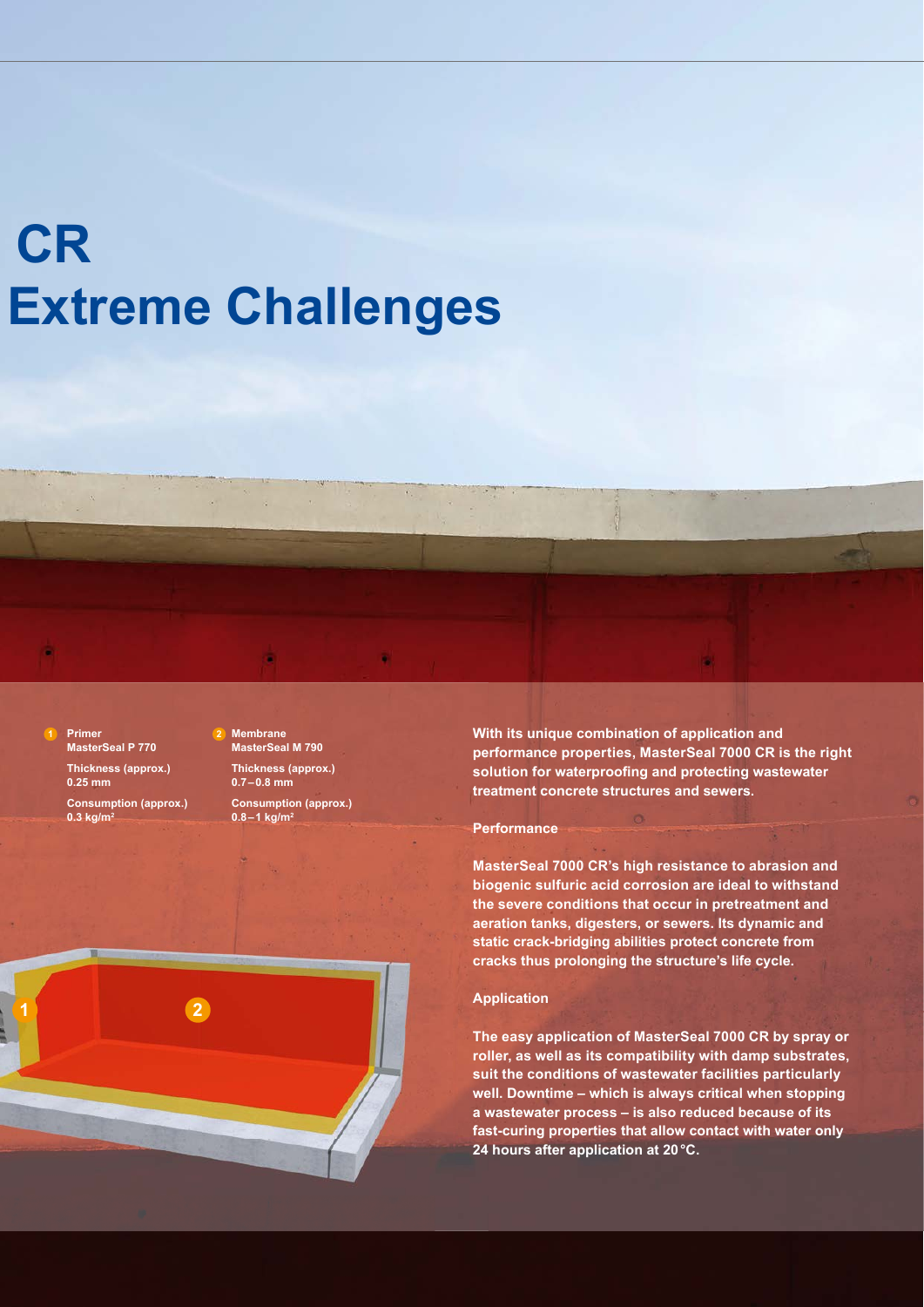# CR
# Extreme Challenges

**1 Primer**
**MasterSeal P 770**

**Thickness (approx.)**
**0.25 mm**

**Consumption (approx.)**
**0.3 kg/m²**

**2 Membrane**
**MasterSeal M 790**

**Thickness (approx.)**
**0.7–0.8 mm**

**Consumption (approx.)**
**0.8–1 kg/m²**

**With its unique combination of application and performance properties, MasterSeal 7000 CR is the right solution for waterproofing and protecting wastewater treatment concrete structures and sewers.**

### Performance

**MasterSeal 7000 CR's high resistance to abrasion and biogenic sulfuric acid corrosion are ideal to withstand the severe conditions that occur in pretreatment and aeration tanks, digesters, or sewers. Its dynamic and static crack-bridging abilities protect concrete from cracks thus prolonging the structure's life cycle.**

### Application

**The easy application of MasterSeal 7000 CR by spray or roller, as well as its compatibility with damp substrates, suit the conditions of wastewater facilities particularly well. Downtime – which is always critical when stopping a wastewater process – is also reduced because of its fast-curing properties that allow contact with water only 24 hours after application at 20 °C.**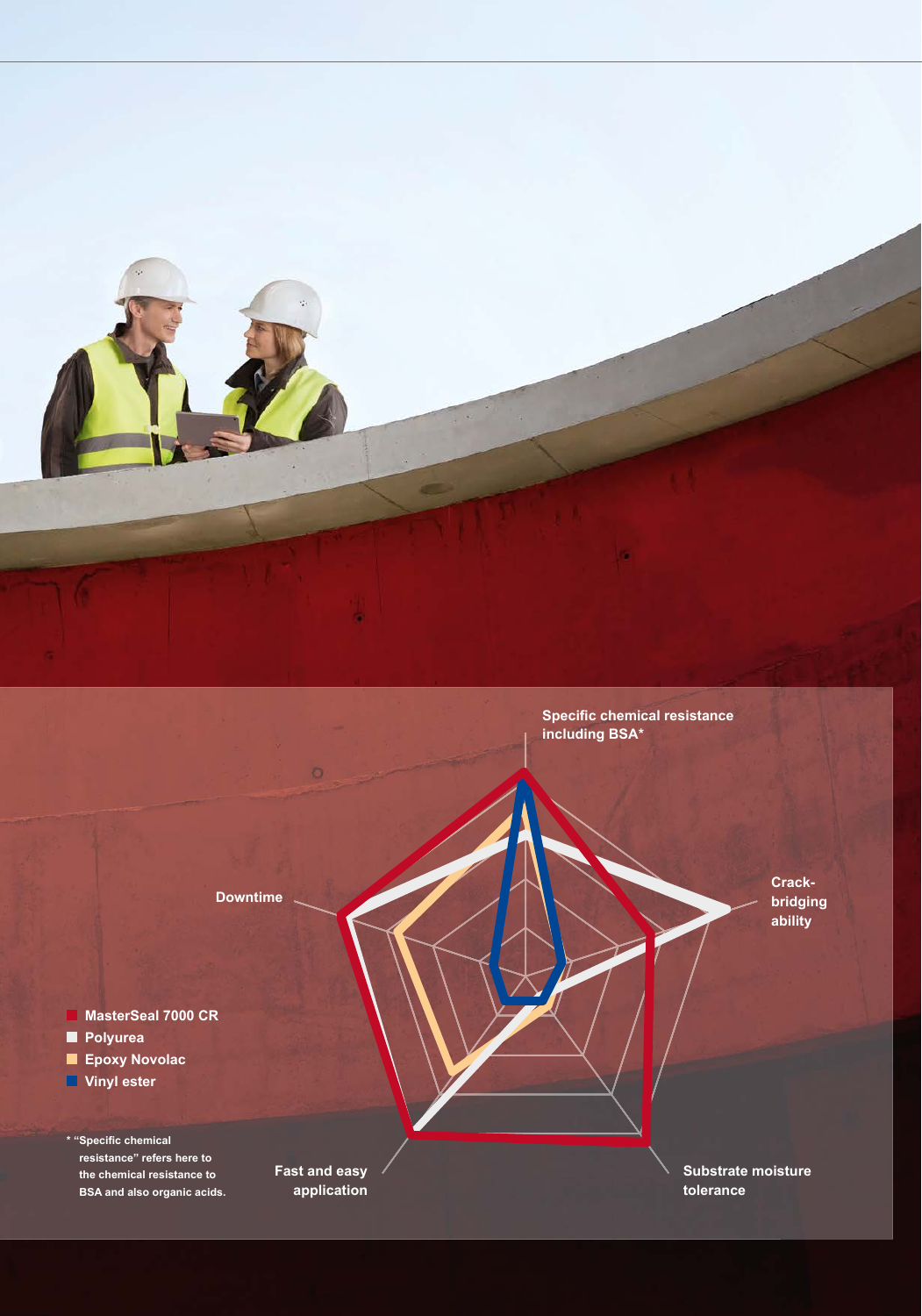Specific chemical resistance including BSA*

Crack-bridging ability

Substrate moisture tolerance

Fast and easy application

Downtime

- MasterSeal 7000 CR
- Polyurea
- Epoxy Novolac
- Vinyl ester

* "Specific chemical resistance" refers here to the chemical resistance to BSA and also organic acids.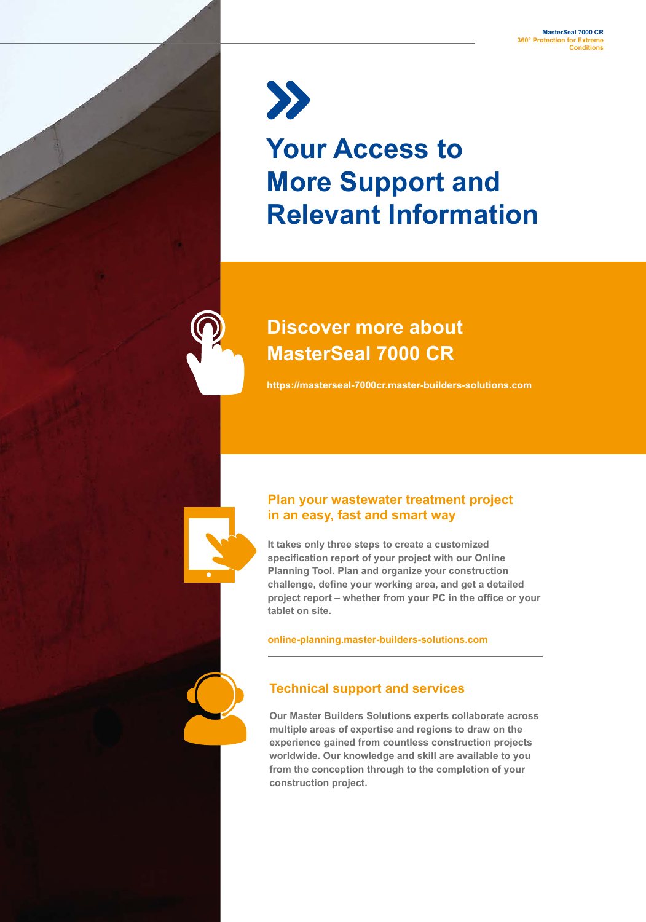# Your Access to More Support and Relevant Information

## Discover more about MasterSeal 7000 CR

**https://masterseal-7000cr.master-builders-solutions.com**

### Plan your wastewater treatment project in an easy, fast and smart way

It takes only three steps to create a customized specification report of your project with our Online Planning Tool. Plan and organize your construction challenge, define your working area, and get a detailed project report – whether from your PC in the office or your tablet on site.

**online-planning.master-builders-solutions.com**

### Technical support and services

Our Master Builders Solutions experts collaborate across multiple areas of expertise and regions to draw on the experience gained from countless construction projects worldwide. Our knowledge and skill are available to you from the conception through to the completion of your construction project.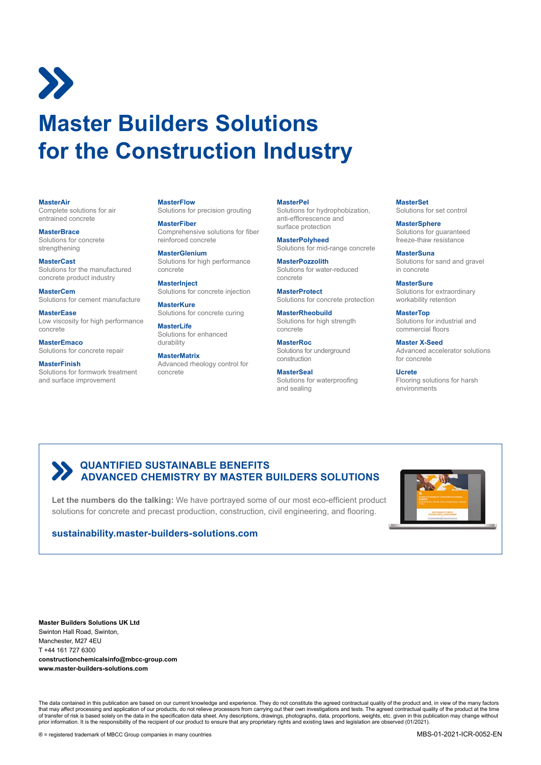# Master Builders Solutions for the Construction Industry

**MasterAir**
Complete solutions for air entrained concrete

**MasterBrace**
Solutions for concrete strengthening

**MasterCast**
Solutions for the manufactured concrete product industry

**MasterCem**
Solutions for cement manufacture

**MasterEase**
Low viscosity for high performance concrete

**MasterEmaco**
Solutions for concrete repair

**MasterFinish**
Solutions for formwork treatment and surface improvement

**MasterFlow**
Solutions for precision grouting

**MasterFiber**
Comprehensive solutions for fiber reinforced concrete

**MasterGlenium**
Solutions for high performance concrete

**MasterInject**
Solutions for concrete injection

**MasterKure**
Solutions for concrete curing

**MasterLife**
Solutions for enhanced durability

**MasterMatrix**
Advanced rheology control for concrete

**MasterPel**
Solutions for hydrophobization, anti-efflorescence and surface protection

**MasterPolyheed**
Solutions for mid-range concrete

**MasterPozzolith**
Solutions for water-reduced concrete

**MasterProtect**
Solutions for concrete protection

**MasterRheobuild**
Solutions for high strength concrete

**MasterRoc**
Solutions for underground construction

**MasterSeal**
Solutions for waterproofing and sealing

**MasterSet**
Solutions for set control

**MasterSphere**
Solutions for guaranteed freeze-thaw resistance

**MasterSuna**
Solutions for sand and gravel in concrete

**MasterSure**
Solutions for extraordinary workability retention

**MasterTop**
Solutions for industrial and commercial floors

**Master X-Seed**
Advanced accelerator solutions for concrete

**Ucrete**
Flooring solutions for harsh environments

## QUANTIFIED SUSTAINABLE BENEFITS ADVANCED CHEMISTRY BY MASTER BUILDERS SOLUTIONS

**Let the numbers do the talking:** We have portrayed some of our most eco-efficient product solutions for concrete and precast production, construction, civil engineering, and flooring.

**sustainability.master-builders-solutions.com**

**Master Builders Solutions UK Ltd**
Swinton Hall Road, Swinton,
Manchester, M27 4EU
T +44 161 727 6300
**constructionchemicalsinfo@mbcc-group.com**
**www.master-builders-solutions.com**

The data contained in this publication are based on our current knowledge and experience. They do not constitute the agreed contractual quality of the product and, in view of the many factors that may affect processing and application of our products, do not relieve processors from carrying out their own investigations and tests. The agreed contractual quality of the product at the time of transfer of risk is based solely on the data in the specification data sheet. Any descriptions, drawings, photographs, data, proportions, weights, etc. given in this publication may change without prior information. It is the responsibility of the recipient of our product to ensure that any proprietary rights and existing laws and legislation are observed (01/2021).

® = registered trademark of MBCC Group companies in many countries

MBS-01-2021-ICR-0052-EN